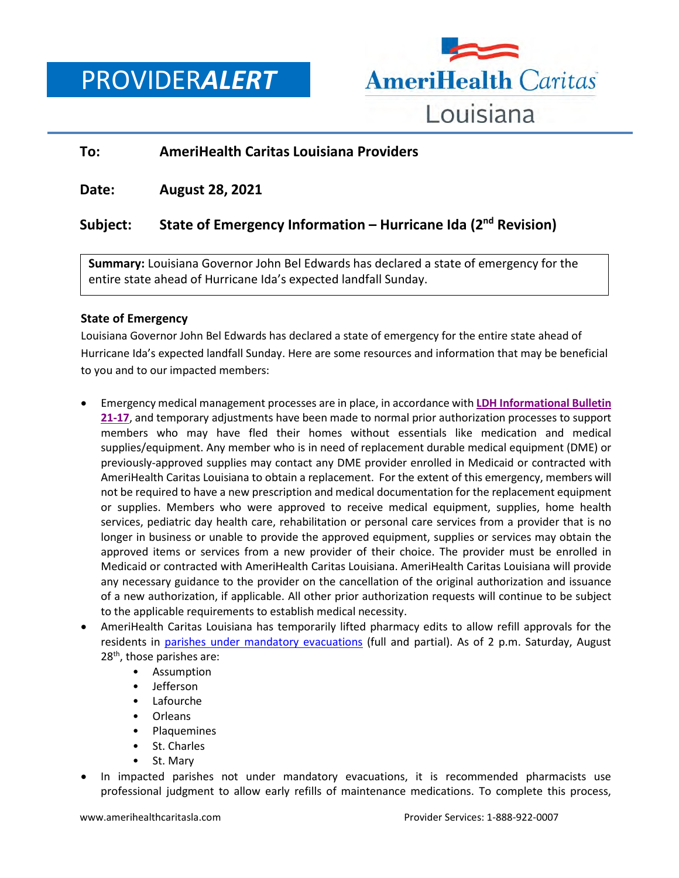# PROVIDER*ALERT*

AmeriHealth Caritas Louisiana

**To:** **AmeriHealth Caritas Louisiana Providers**

**Date:** **August 28, 2021**

**Subject:** **State of Emergency Information – Hurricane Ida (2nd Revision)**

**Summary:** Louisiana Governor John Bel Edwards has declared a state of emergency for the entire state ahead of Hurricane Ida's expected landfall Sunday.

### State of Emergency

Louisiana Governor John Bel Edwards has declared a state of emergency for the entire state ahead of Hurricane Ida's expected landfall Sunday. Here are some resources and information that may be beneficial to you and to our impacted members:

- Emergency medical management processes are in place, in accordance with **LDH Informational Bulletin 21-17**, and temporary adjustments have been made to normal prior authorization processes to support members who may have fled their homes without essentials like medication and medical supplies/equipment. Any member who is in need of replacement durable medical equipment (DME) or previously-approved supplies may contact any DME provider enrolled in Medicaid or contracted with AmeriHealth Caritas Louisiana to obtain a replacement. For the extent of this emergency, members will not be required to have a new prescription and medical documentation for the replacement equipment or supplies. Members who were approved to receive medical equipment, supplies, home health services, pediatric day health care, rehabilitation or personal care services from a provider that is no longer in business or unable to provide the approved equipment, supplies or services may obtain the approved items or services from a new provider of their choice. The provider must be enrolled in Medicaid or contracted with AmeriHealth Caritas Louisiana. AmeriHealth Caritas Louisiana will provide any necessary guidance to the provider on the cancellation of the original authorization and issuance of a new authorization, if applicable. All other prior authorization requests will continue to be subject to the applicable requirements to establish medical necessity.
- AmeriHealth Caritas Louisiana has temporarily lifted pharmacy edits to allow refill approvals for the residents in parishes under mandatory evacuations (full and partial). As of 2 p.m. Saturday, August 28th, those parishes are:
  - Assumption
  - Jefferson
  - Lafourche
  - Orleans
  - Plaquemines
  - St. Charles
  - St. Mary
- In impacted parishes not under mandatory evacuations, it is recommended pharmacists use professional judgment to allow early refills of maintenance medications. To complete this process,

www.amerihealthcaritasla.com Provider Services: 1-888-922-0007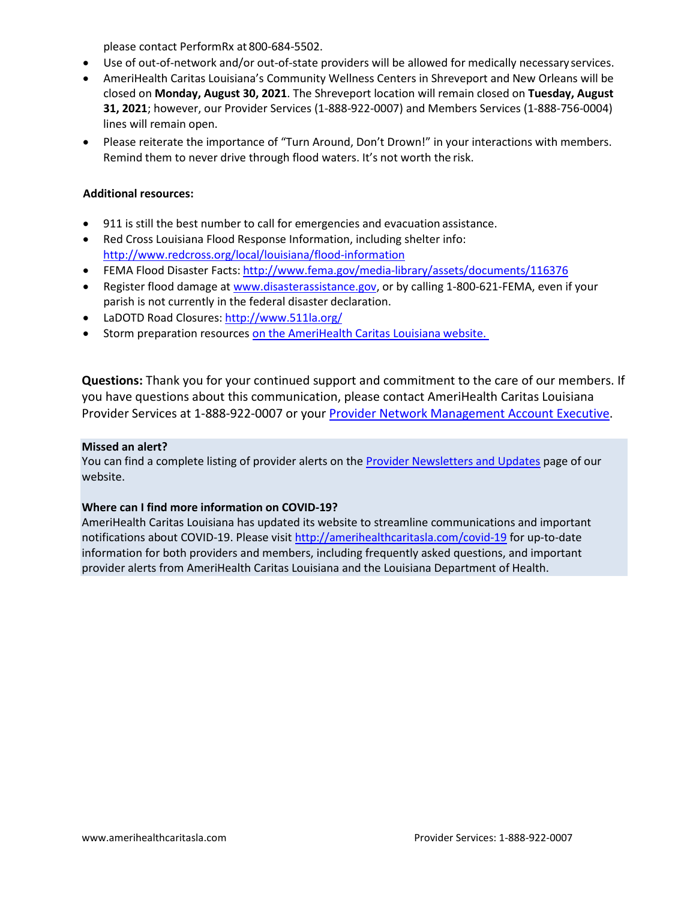please contact PerformRx at 800-684-5502.

- Use of out-of-network and/or out-of-state providers will be allowed for medically necessary services.
- AmeriHealth Caritas Louisiana's Community Wellness Centers in Shreveport and New Orleans will be closed on **Monday, August 30, 2021**. The Shreveport location will remain closed on **Tuesday, August 31, 2021**; however, our Provider Services (1-888-922-0007) and Members Services (1-888-756-0004) lines will remain open.
- Please reiterate the importance of "Turn Around, Don't Drown!" in your interactions with members. Remind them to never drive through flood waters. It's not worth the risk.

**Additional resources:**

- 911 is still the best number to call for emergencies and evacuation assistance.
- Red Cross Louisiana Flood Response Information, including shelter info: http://www.redcross.org/local/louisiana/flood-information
- FEMA Flood Disaster Facts: http://www.fema.gov/media-library/assets/documents/116376
- Register flood damage at www.disasterassistance.gov, or by calling 1-800-621-FEMA, even if your parish is not currently in the federal disaster declaration.
- LaDOTD Road Closures: http://www.511la.org/
- Storm preparation resources on the AmeriHealth Caritas Louisiana website.

**Questions:** Thank you for your continued support and commitment to the care of our members. If you have questions about this communication, please contact AmeriHealth Caritas Louisiana Provider Services at 1-888-922-0007 or your Provider Network Management Account Executive.

**Missed an alert?**
You can find a complete listing of provider alerts on the Provider Newsletters and Updates page of our website.

**Where can I find more information on COVID-19?**
AmeriHealth Caritas Louisiana has updated its website to streamline communications and important notifications about COVID-19. Please visit http://amerihealthcaritasla.com/covid-19 for up-to-date information for both providers and members, including frequently asked questions, and important provider alerts from AmeriHealth Caritas Louisiana and the Louisiana Department of Health.